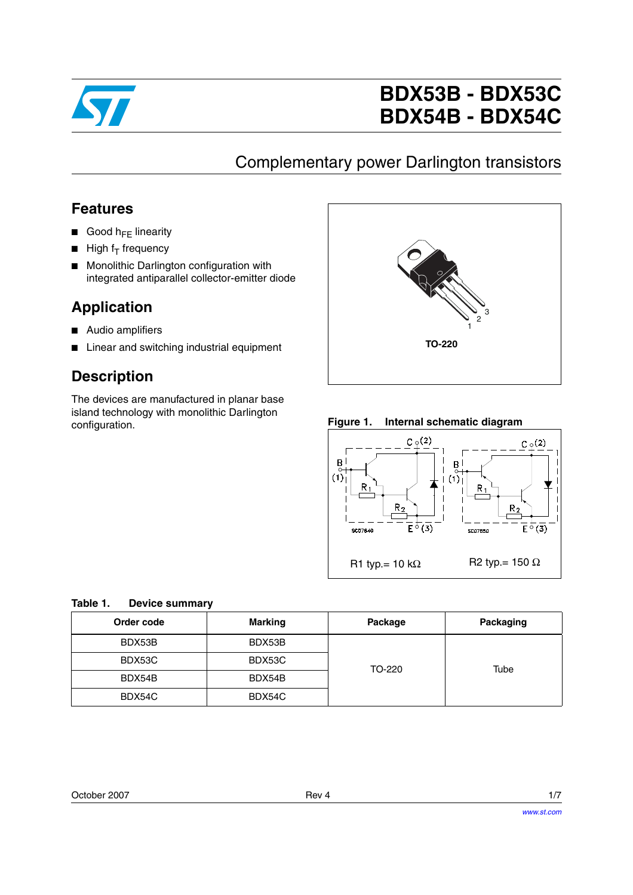# BDX53B - BDX53C
# BDX54B - BDX54C

## Complementary power Darlington transistors

## Features

- Good $h_{FE}$ linearity
- High $f_T$ frequency
- Monolithic Darlington configuration with integrated antiparallel collector-emitter diode

## Application

- Audio amplifiers
- Linear and switching industrial equipment

## Description

The devices are manufactured in planar base island technology with monolithic Darlington configuration.

TO-220

**Figure 1. Internal schematic diagram**

R1 typ.= 10 kΩ    R2 typ.= 150 Ω

**Table 1. Device summary**

| Order code | Marking | Package | Packaging |
|---|---|---|---|
| BDX53B | BDX53B | TO-220 | Tube |
| BDX53C | BDX53C | | |
| BDX54B | BDX54B | | |
| BDX54C | BDX54C | | |

October 2007 Rev 4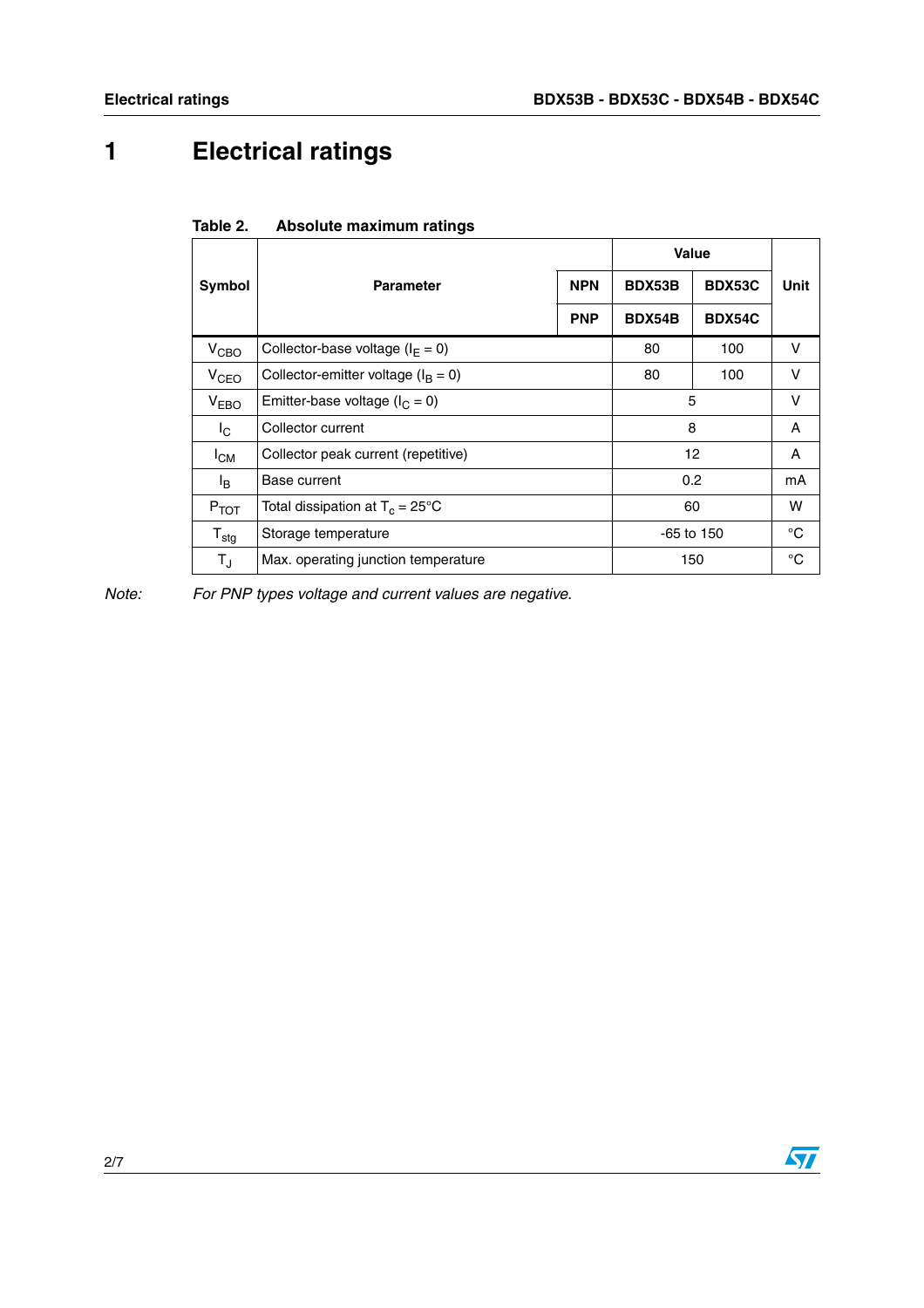# 1 Electrical ratings

Table 2. Absolute maximum ratings

| Symbol | Parameter | | Value | | Unit |
|---|---|---|---|---|---|
| | | NPN | BDX53B | BDX53C | |
| | | PNP | BDX54B | BDX54C | |
| $V_{CBO}$ | Collector-base voltage ($I_E = 0$) | | 80 | 100 | V |
| $V_{CEO}$ | Collector-emitter voltage ($I_B = 0$) | | 80 | 100 | V |
| $V_{EBO}$ | Emitter-base voltage ($I_C = 0$) | | 5 | | V |
| $I_C$ | Collector current | | 8 | | A |
| $I_{CM}$ | Collector peak current (repetitive) | | 12 | | A |
| $I_B$ | Base current | | 0.2 | | mA |
| $P_{TOT}$ | Total dissipation at $T_c = 25°C$ | | 60 | | W |
| $T_{stg}$ | Storage temperature | | -65 to 150 | | °C |
| $T_J$ | Max. operating junction temperature | | 150 | | °C |

*Note: For PNP types voltage and current values are negative.*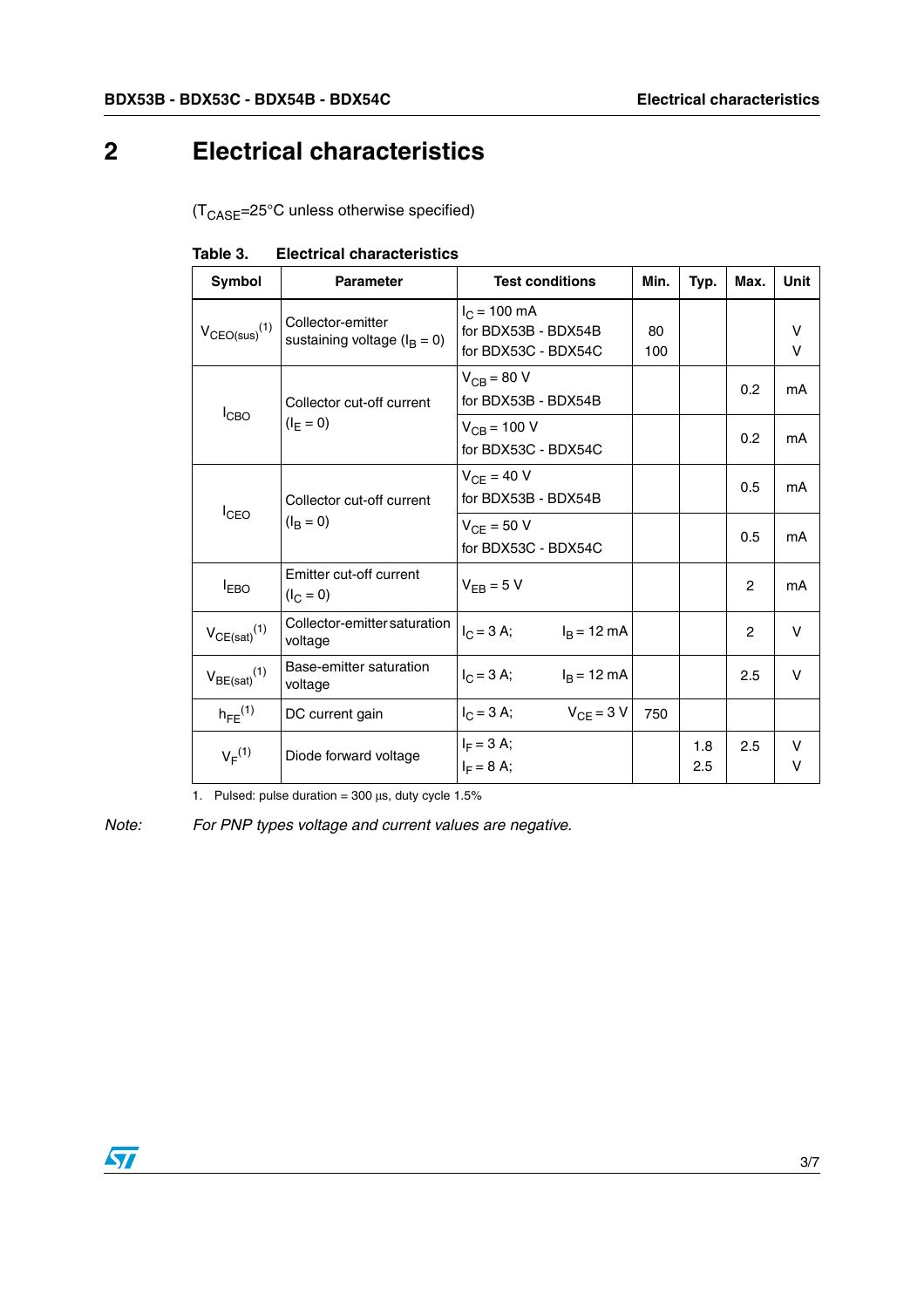# 2 Electrical characteristics

($T_{CASE}$=25°C unless otherwise specified)

**Table 3. Electrical characteristics**

| Symbol | Parameter | Test conditions | Min. | Typ. | Max. | Unit |
|---|---|---|---|---|---|---|
| $V_{CEO(sus)}$ (1) | Collector-emitter sustaining voltage ($I_B$ = 0) | $I_C$ = 100 mA<br>for BDX53B - BDX54B<br>for BDX53C - BDX54C | 80<br>100 | | | V<br>V |
| $I_{CBO}$ | Collector cut-off current ($I_E$ = 0) | $V_{CB}$ = 80 V<br>for BDX53B - BDX54B | | | 0.2 | mA |
| | | $V_{CB}$ = 100 V<br>for BDX53C - BDX54C | | | 0.2 | mA |
| $I_{CEO}$ | Collector cut-off current ($I_B$ = 0) | $V_{CE}$ = 40 V<br>for BDX53B - BDX54B | | | 0.5 | mA |
| | | $V_{CE}$ = 50 V<br>for BDX53C - BDX54C | | | 0.5 | mA |
| $I_{EBO}$ | Emitter cut-off current ($I_C$ = 0) | $V_{EB}$ = 5 V | | | 2 | mA |
| $V_{CE(sat)}$ (1) | Collector-emitter saturation voltage | $I_C$ = 3 A; $I_B$ = 12 mA | | | 2 | V |
| $V_{BE(sat)}$ (1) | Base-emitter saturation voltage | $I_C$ = 3 A; $I_B$ = 12 mA | | | 2.5 | V |
| $h_{FE}$ (1) | DC current gain | $I_C$ = 3 A; $V_{CE}$ = 3 V | 750 | | | |
| $V_F$ (1) | Diode forward voltage | $I_F$ = 3 A;<br>$I_F$ = 8 A; | | 1.8<br>2.5 | 2.5 | V<br>V |

1. Pulsed: pulse duration = 300 µs, duty cycle 1.5%

*Note: For PNP types voltage and current values are negative.*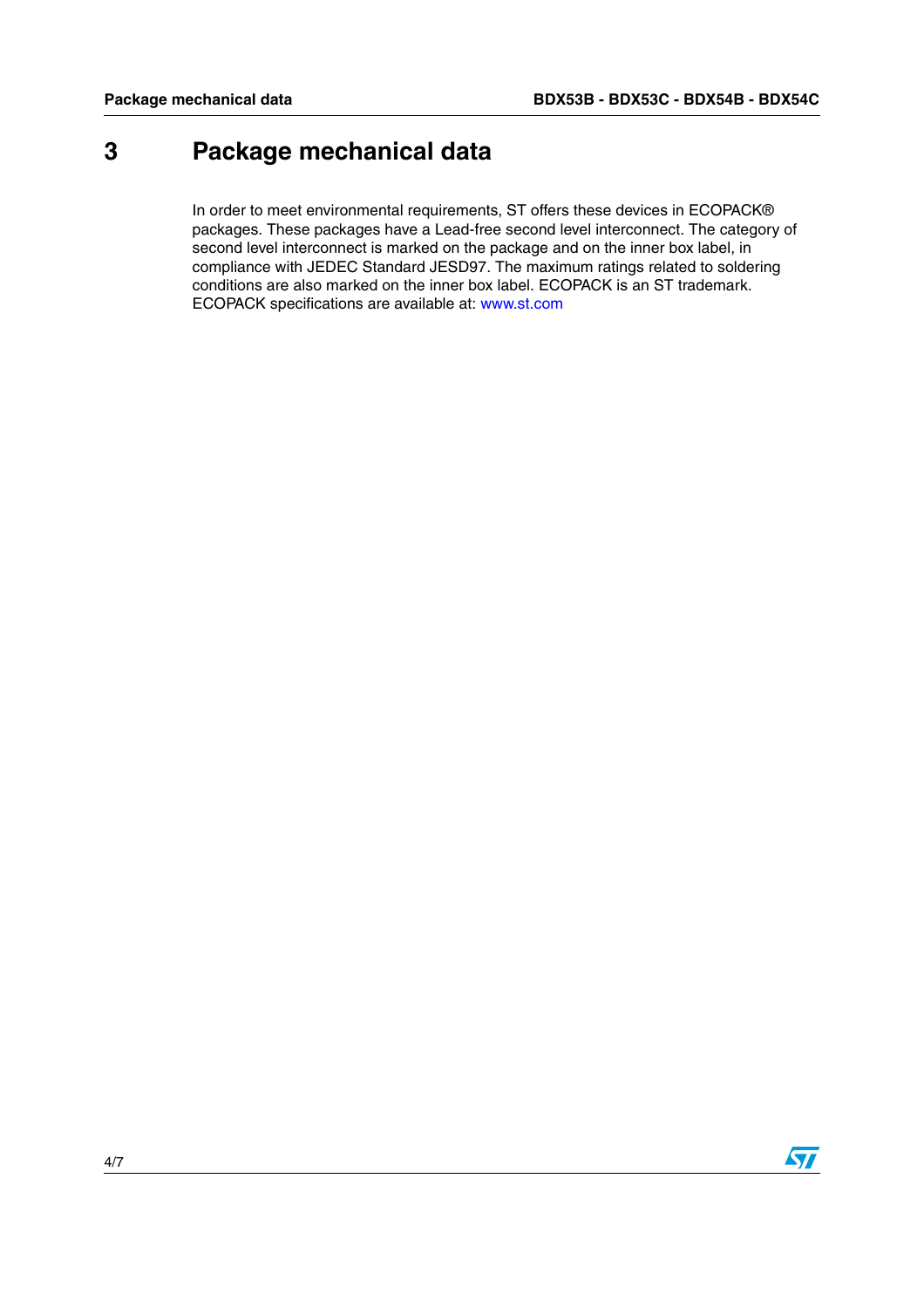# 3 Package mechanical data

In order to meet environmental requirements, ST offers these devices in ECOPACK® packages. These packages have a Lead-free second level interconnect. The category of second level interconnect is marked on the package and on the inner box label, in compliance with JEDEC Standard JESD97. The maximum ratings related to soldering conditions are also marked on the inner box label. ECOPACK is an ST trademark. ECOPACK specifications are available at: www.st.com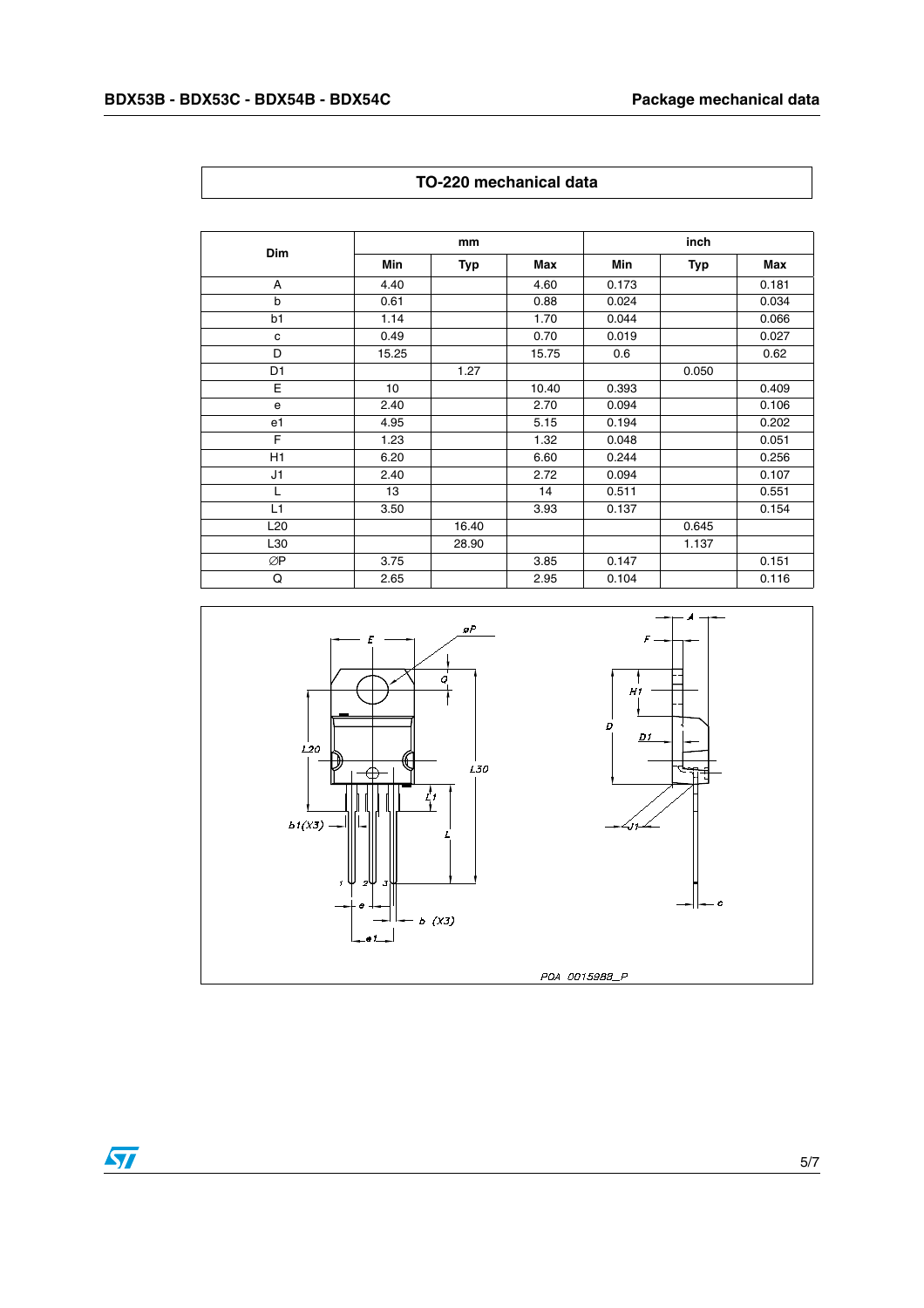## TO-220 mechanical data

| Dim | mm | | | inch | | |
|---|---|---|---|---|---|---|
| | Min | Typ | Max | Min | Typ | Max |
| A | 4.40 | | 4.60 | 0.173 | | 0.181 |
| b | 0.61 | | 0.88 | 0.024 | | 0.034 |
| b1 | 1.14 | | 1.70 | 0.044 | | 0.066 |
| c | 0.49 | | 0.70 | 0.019 | | 0.027 |
| D | 15.25 | | 15.75 | 0.6 | | 0.62 |
| D1 | | 1.27 | | | 0.050 | |
| E | 10 | | 10.40 | 0.393 | | 0.409 |
| e | 2.40 | | 2.70 | 0.094 | | 0.106 |
| e1 | 4.95 | | 5.15 | 0.194 | | 0.202 |
| F | 1.23 | | 1.32 | 0.048 | | 0.051 |
| H1 | 6.20 | | 6.60 | 0.244 | | 0.256 |
| J1 | 2.40 | | 2.72 | 0.094 | | 0.107 |
| L | 13 | | 14 | 0.511 | | 0.551 |
| L1 | 3.50 | | 3.93 | 0.137 | | 0.154 |
| L20 | | 16.40 | | | 0.645 | |
| L30 | | 28.90 | | | 1.137 | |
| ∅P | 3.75 | | 3.85 | 0.147 | | 0.151 |
| Q | 2.65 | | 2.95 | 0.104 | | 0.116 |

POA 0015988_P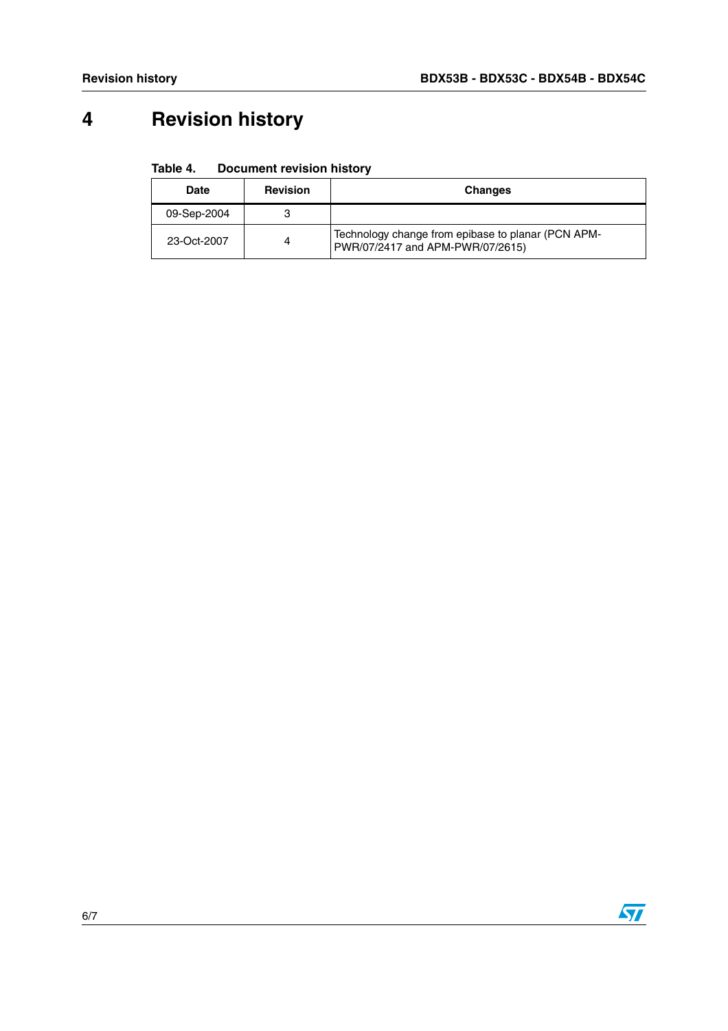# 4 Revision history

**Table 4. Document revision history**

| Date | Revision | Changes |
| --- | --- | --- |
| 09-Sep-2004 | 3 | |
| 23-Oct-2007 | 4 | Technology change from epibase to planar (PCN APM-PWR/07/2417 and APM-PWR/07/2615) |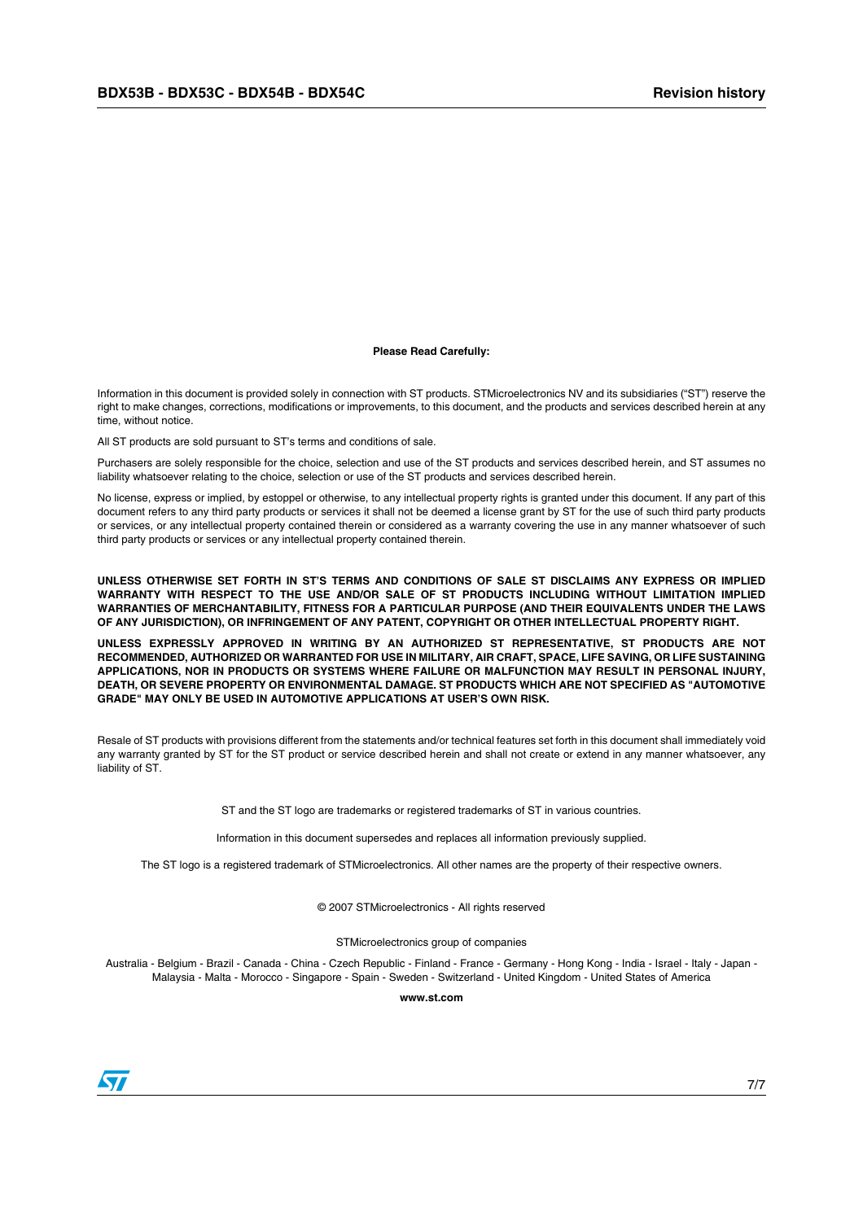**Please Read Carefully:**

Information in this document is provided solely in connection with ST products. STMicroelectronics NV and its subsidiaries ("ST") reserve the right to make changes, corrections, modifications or improvements, to this document, and the products and services described herein at any time, without notice.

All ST products are sold pursuant to ST's terms and conditions of sale.

Purchasers are solely responsible for the choice, selection and use of the ST products and services described herein, and ST assumes no liability whatsoever relating to the choice, selection or use of the ST products and services described herein.

No license, express or implied, by estoppel or otherwise, to any intellectual property rights is granted under this document. If any part of this document refers to any third party products or services it shall not be deemed a license grant by ST for the use of such third party products or services, or any intellectual property contained therein or considered as a warranty covering the use in any manner whatsoever of such third party products or services or any intellectual property contained therein.

**UNLESS OTHERWISE SET FORTH IN ST'S TERMS AND CONDITIONS OF SALE ST DISCLAIMS ANY EXPRESS OR IMPLIED WARRANTY WITH RESPECT TO THE USE AND/OR SALE OF ST PRODUCTS INCLUDING WITHOUT LIMITATION IMPLIED WARRANTIES OF MERCHANTABILITY, FITNESS FOR A PARTICULAR PURPOSE (AND THEIR EQUIVALENTS UNDER THE LAWS OF ANY JURISDICTION), OR INFRINGEMENT OF ANY PATENT, COPYRIGHT OR OTHER INTELLECTUAL PROPERTY RIGHT.**

**UNLESS EXPRESSLY APPROVED IN WRITING BY AN AUTHORIZED ST REPRESENTATIVE, ST PRODUCTS ARE NOT RECOMMENDED, AUTHORIZED OR WARRANTED FOR USE IN MILITARY, AIR CRAFT, SPACE, LIFE SAVING, OR LIFE SUSTAINING APPLICATIONS, NOR IN PRODUCTS OR SYSTEMS WHERE FAILURE OR MALFUNCTION MAY RESULT IN PERSONAL INJURY, DEATH, OR SEVERE PROPERTY OR ENVIRONMENTAL DAMAGE. ST PRODUCTS WHICH ARE NOT SPECIFIED AS "AUTOMOTIVE GRADE" MAY ONLY BE USED IN AUTOMOTIVE APPLICATIONS AT USER'S OWN RISK.**

Resale of ST products with provisions different from the statements and/or technical features set forth in this document shall immediately void any warranty granted by ST for the ST product or service described herein and shall not create or extend in any manner whatsoever, any liability of ST.

ST and the ST logo are trademarks or registered trademarks of ST in various countries.

Information in this document supersedes and replaces all information previously supplied.

The ST logo is a registered trademark of STMicroelectronics. All other names are the property of their respective owners.

© 2007 STMicroelectronics - All rights reserved

STMicroelectronics group of companies

Australia - Belgium - Brazil - Canada - China - Czech Republic - Finland - France - Germany - Hong Kong - India - Israel - Italy - Japan - Malaysia - Malta - Morocco - Singapore - Spain - Sweden - Switzerland - United Kingdom - United States of America

**www.st.com**